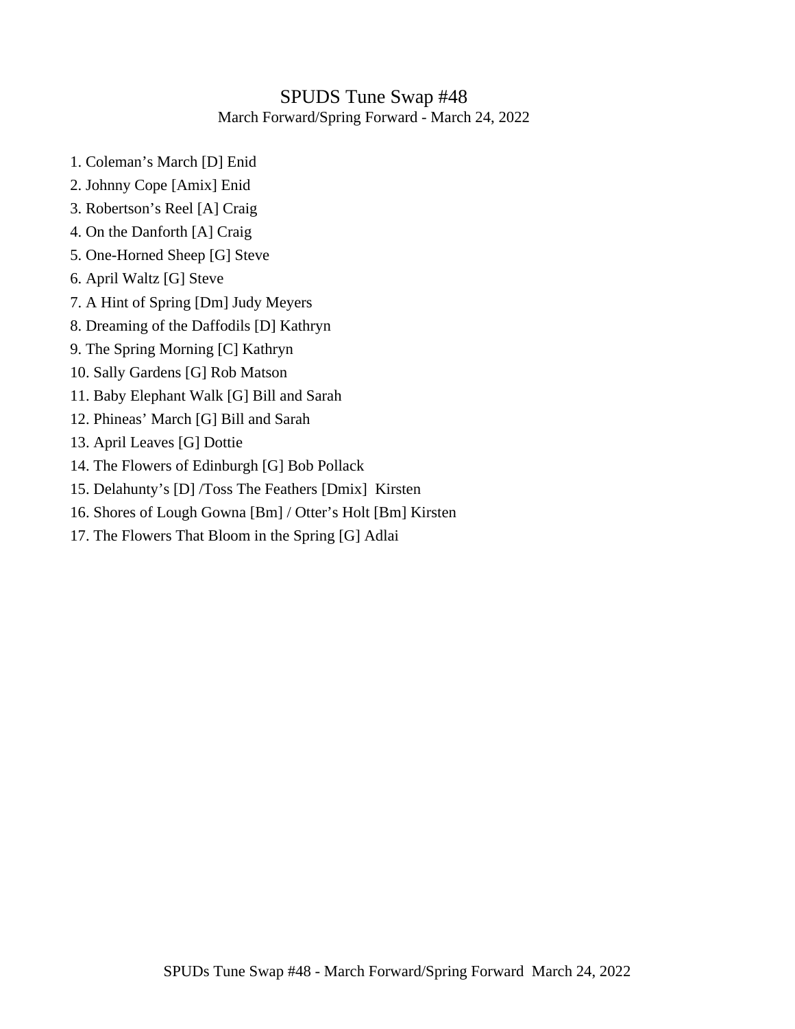# SPUDS Tune Swap #48

March Forward/Spring Forward - March 24, 2022

1. Coleman's March [D] Enid
2. Johnny Cope [Amix] Enid
3. Robertson's Reel [A] Craig
4. On the Danforth [A] Craig
5. One-Horned Sheep [G] Steve
6. April Waltz [G] Steve
7. A Hint of Spring [Dm] Judy Meyers
8. Dreaming of the Daffodils [D] Kathryn
9. The Spring Morning [C] Kathryn
10. Sally Gardens [G] Rob Matson
11. Baby Elephant Walk [G] Bill and Sarah
12. Phineas' March [G] Bill and Sarah
13. April Leaves [G] Dottie
14. The Flowers of Edinburgh [G] Bob Pollack
15. Delahunty's [D] /Toss The Feathers [Dmix]  Kirsten
16. Shores of Lough Gowna [Bm] / Otter's Holt [Bm] Kirsten
17. The Flowers That Bloom in the Spring [G] Adlai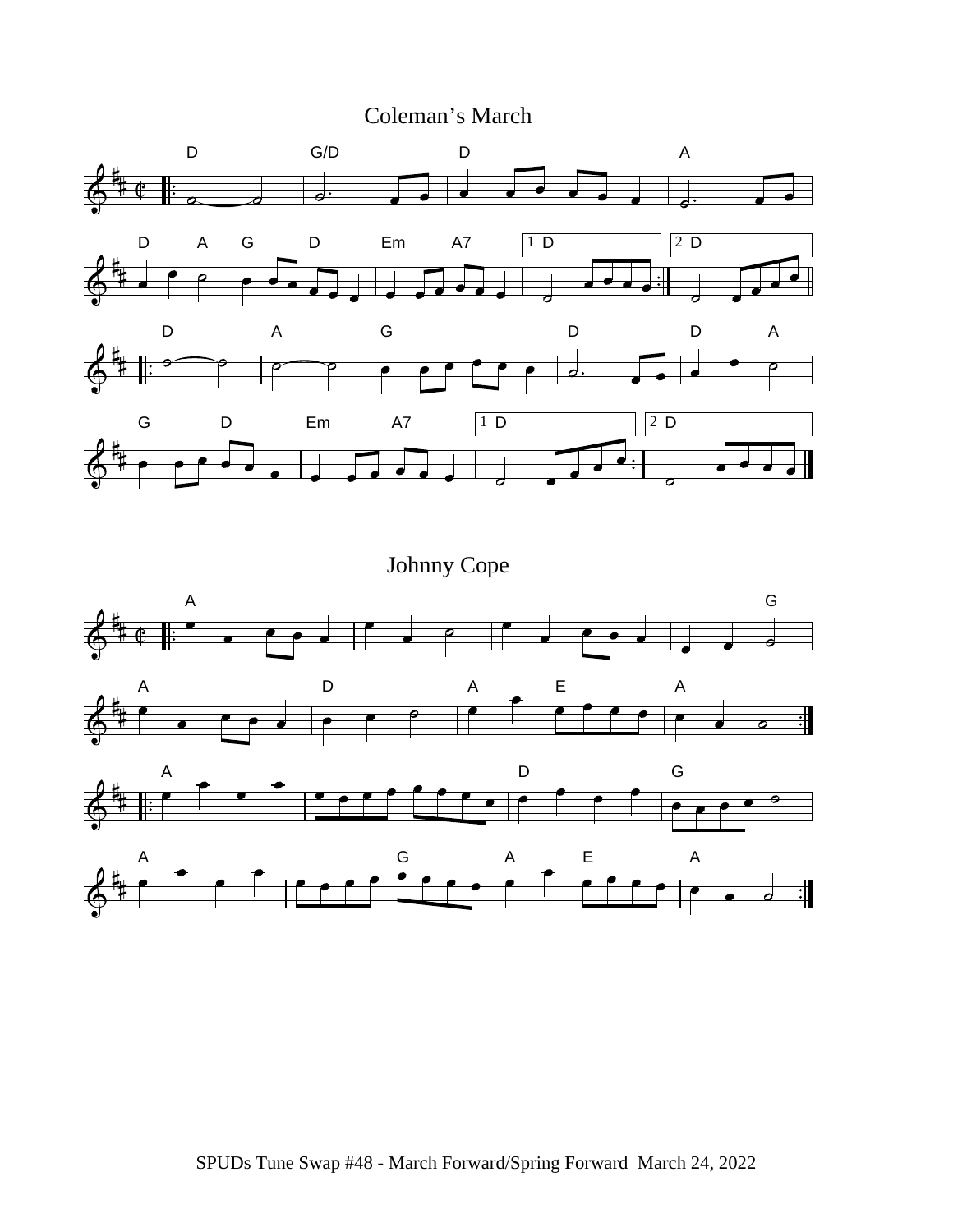# Coleman's March

# Johnny Cope

SPUDs Tune Swap #48 - March Forward/Spring Forward March 24, 2022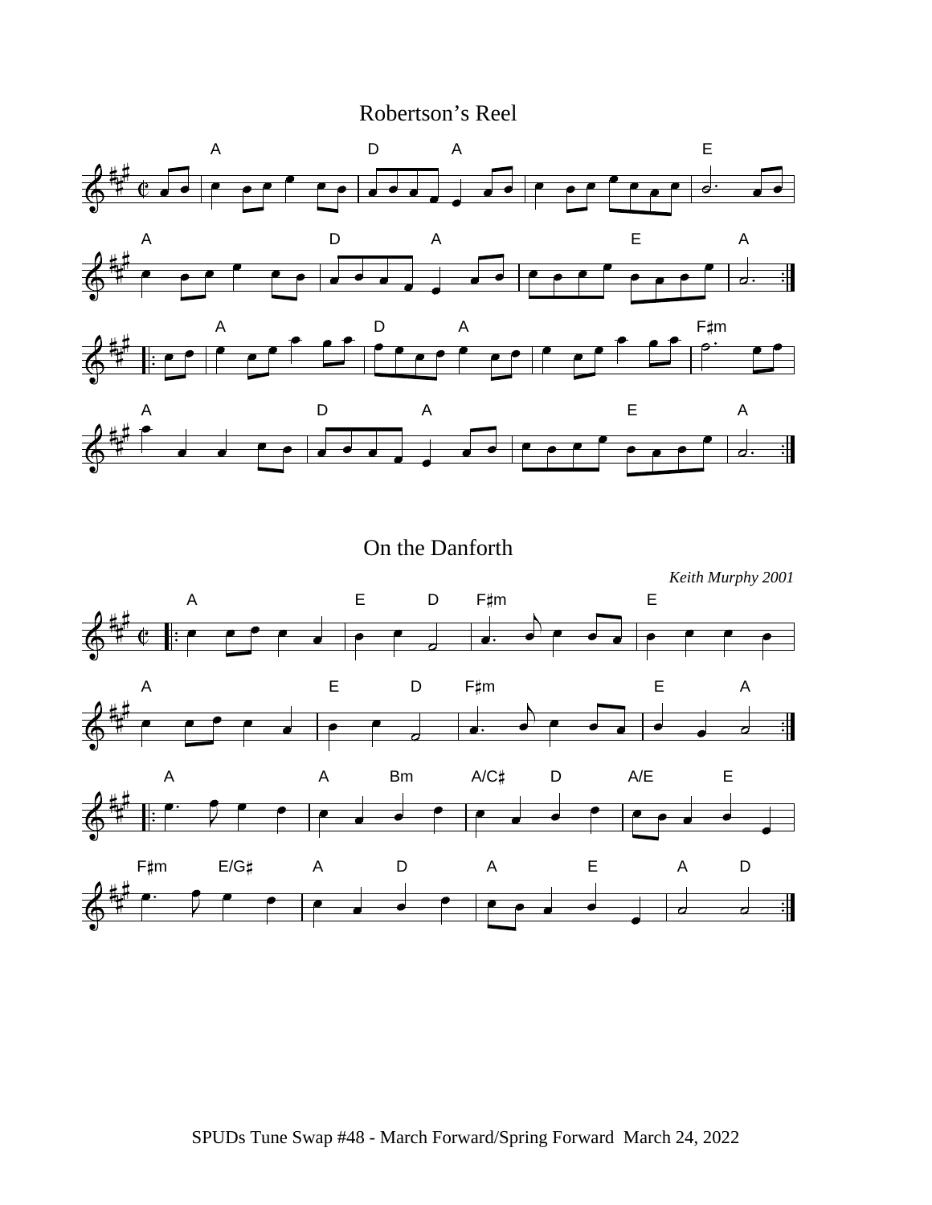# Robertson's Reel

# On the Danforth

*Keith Murphy 2001*

SPUDs Tune Swap #48 - March Forward/Spring Forward March 24, 2022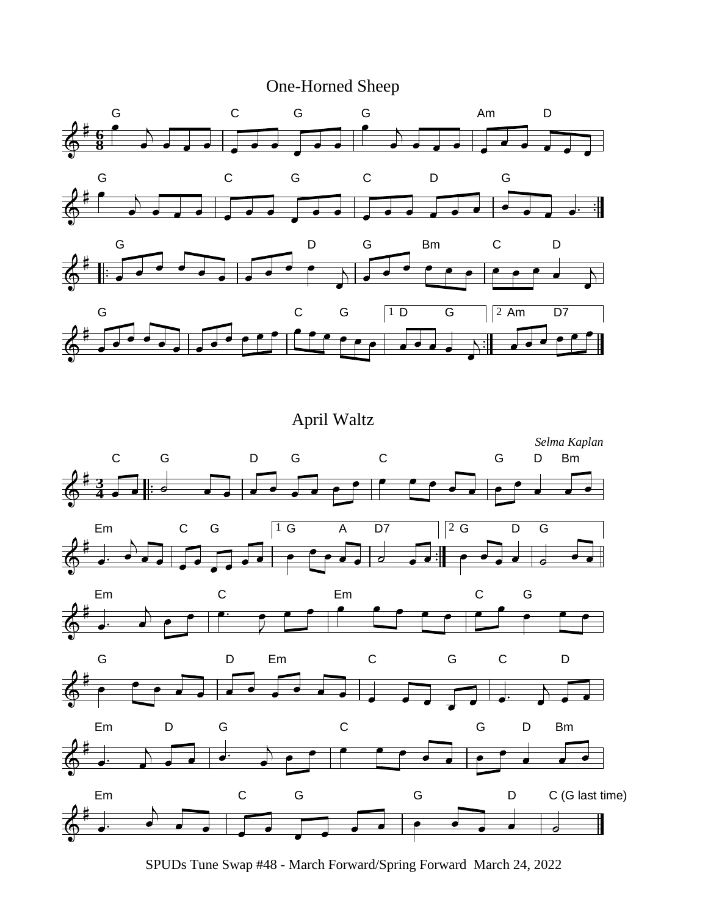# One-Horned Sheep

# April Waltz

*Selma Kaplan*

SPUDs Tune Swap #48 - March Forward/Spring Forward March 24, 2022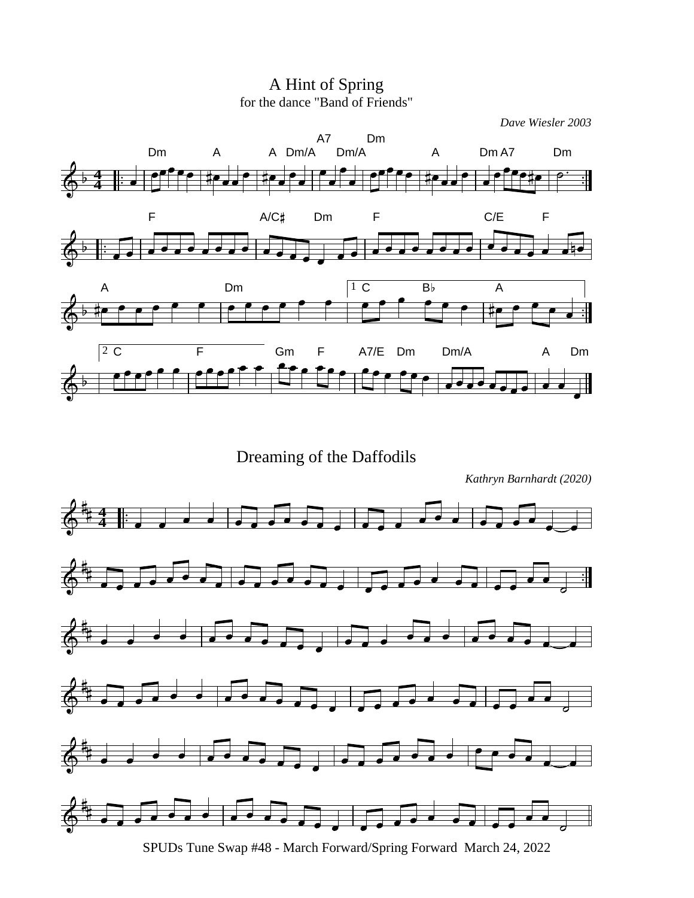# A Hint of Spring

for the dance "Band of Friends"

*Dave Wiesler 2003*

# Dreaming of the Daffodils

*Kathryn Barnhardt (2020)*

SPUDs Tune Swap #48 - March Forward/Spring Forward March 24, 2022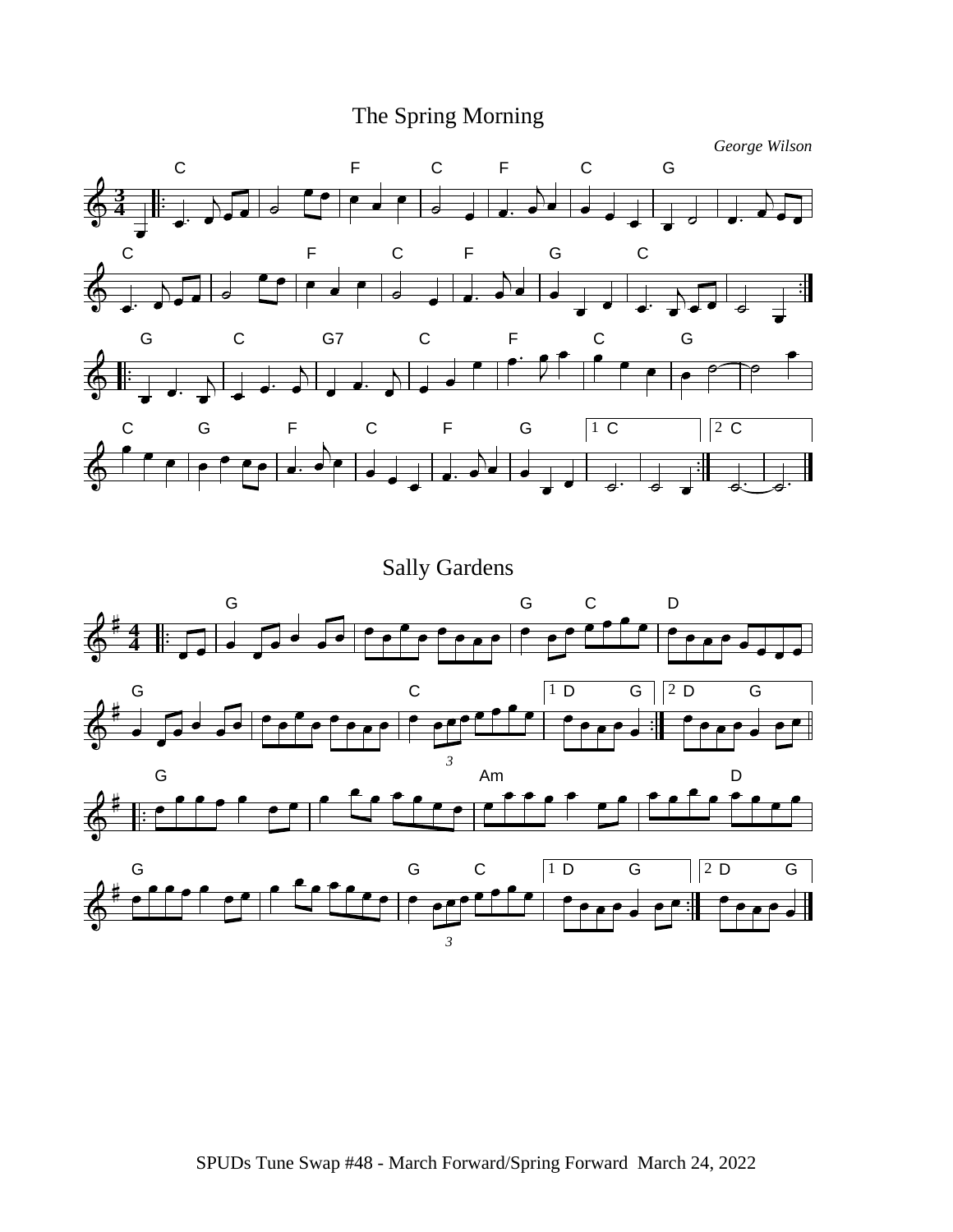## The Spring Morning

*George Wilson*

## Sally Gardens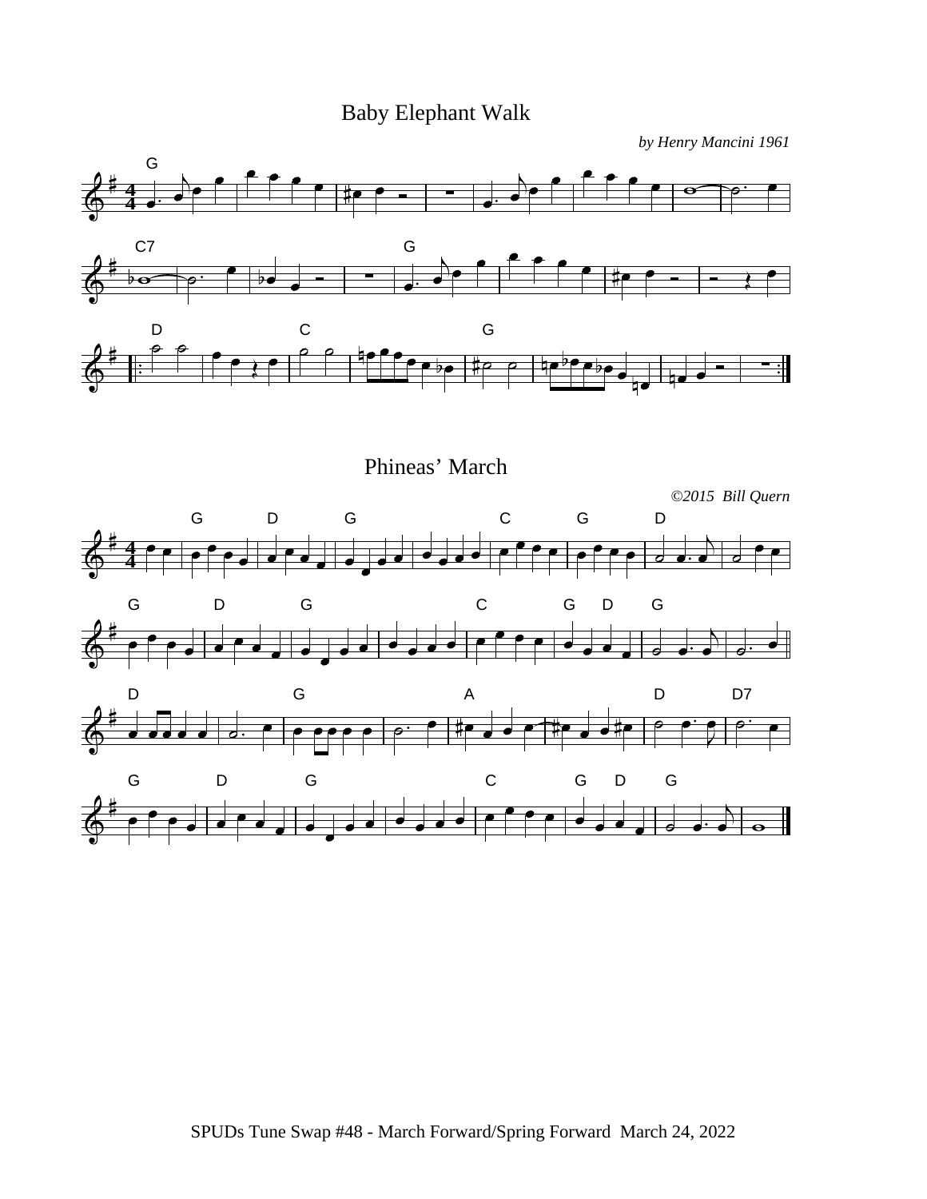# Baby Elephant Walk

*by Henry Mancini 1961*

# Phineas' March

*©2015 Bill Quern*

SPUDs Tune Swap #48 - March Forward/Spring Forward March 24, 2022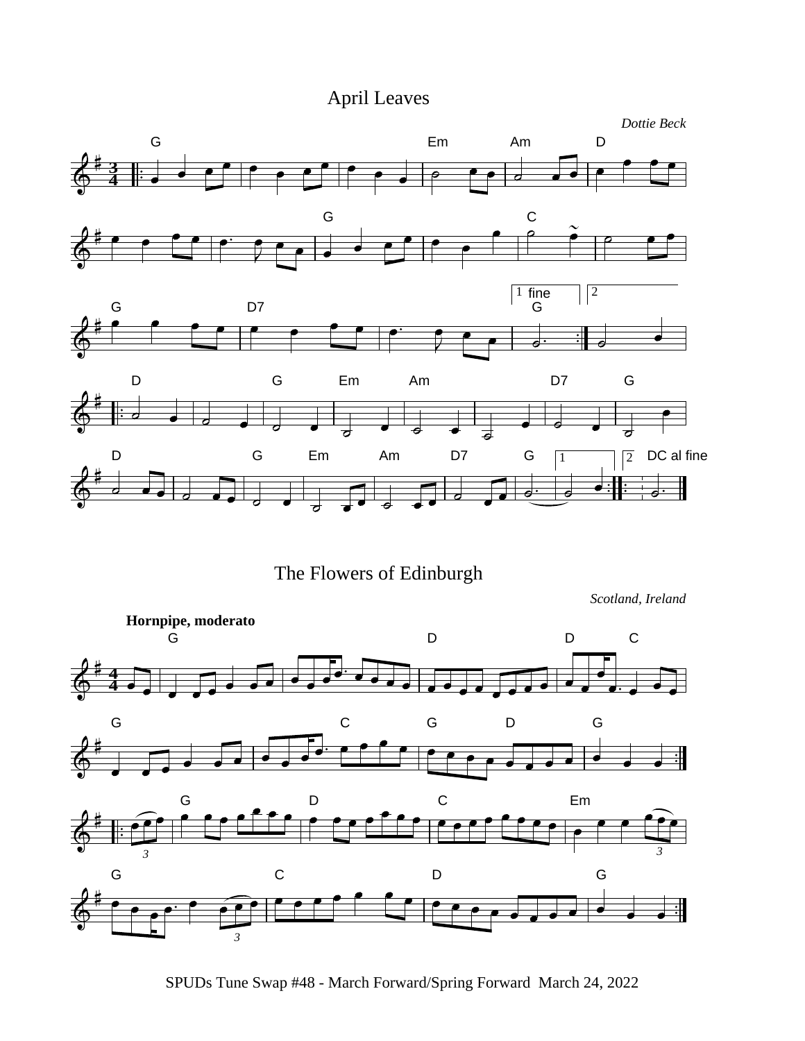# April Leaves

*Dottie Beck*

# The Flowers of Edinburgh

*Scotland, Ireland*

**Hornpipe, moderato**

SPUDs Tune Swap #48 - March Forward/Spring Forward March 24, 2022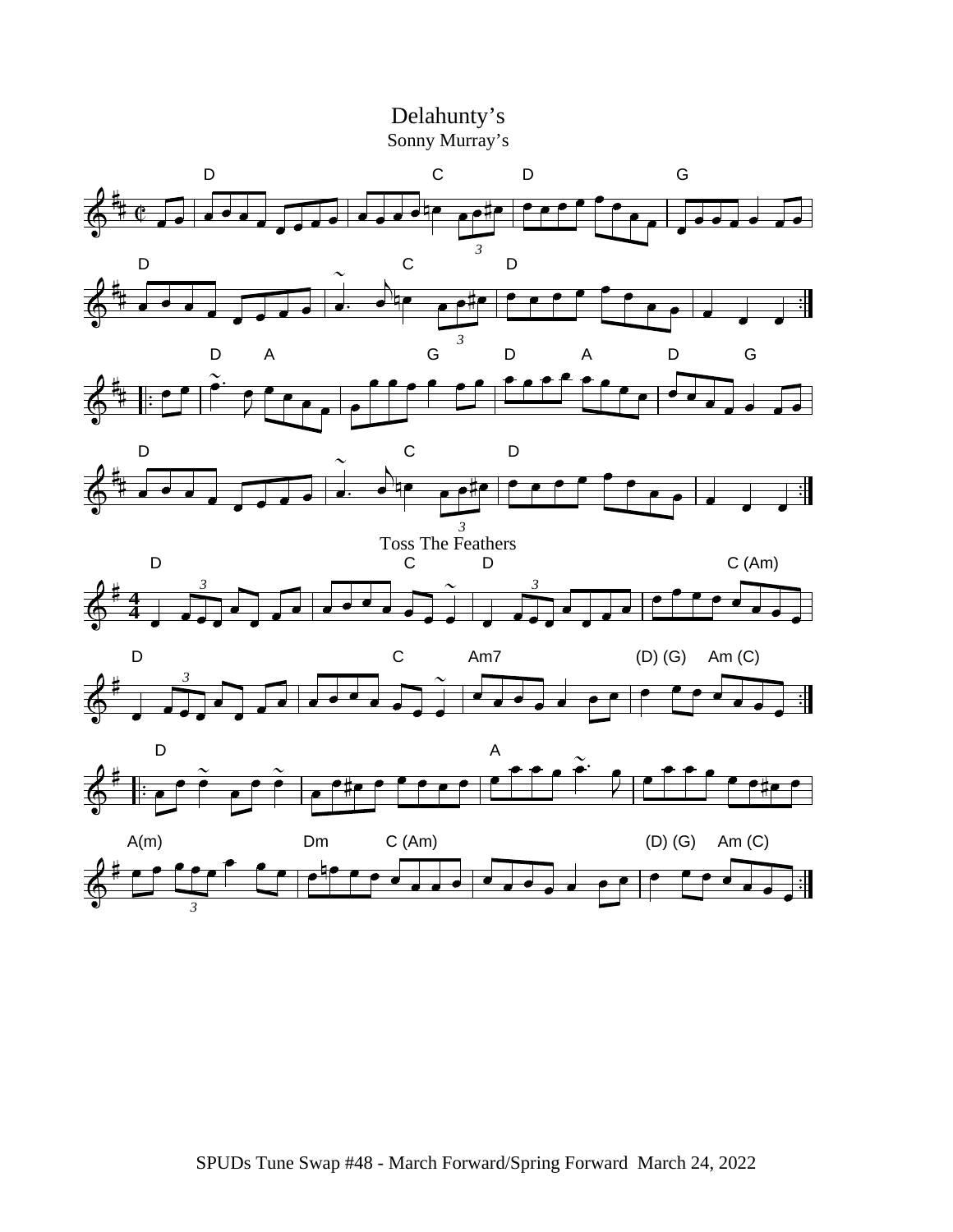# Delahunty's

Sonny Murray's

# Toss The Feathers

SPUDs Tune Swap #48 - March Forward/Spring Forward March 24, 2022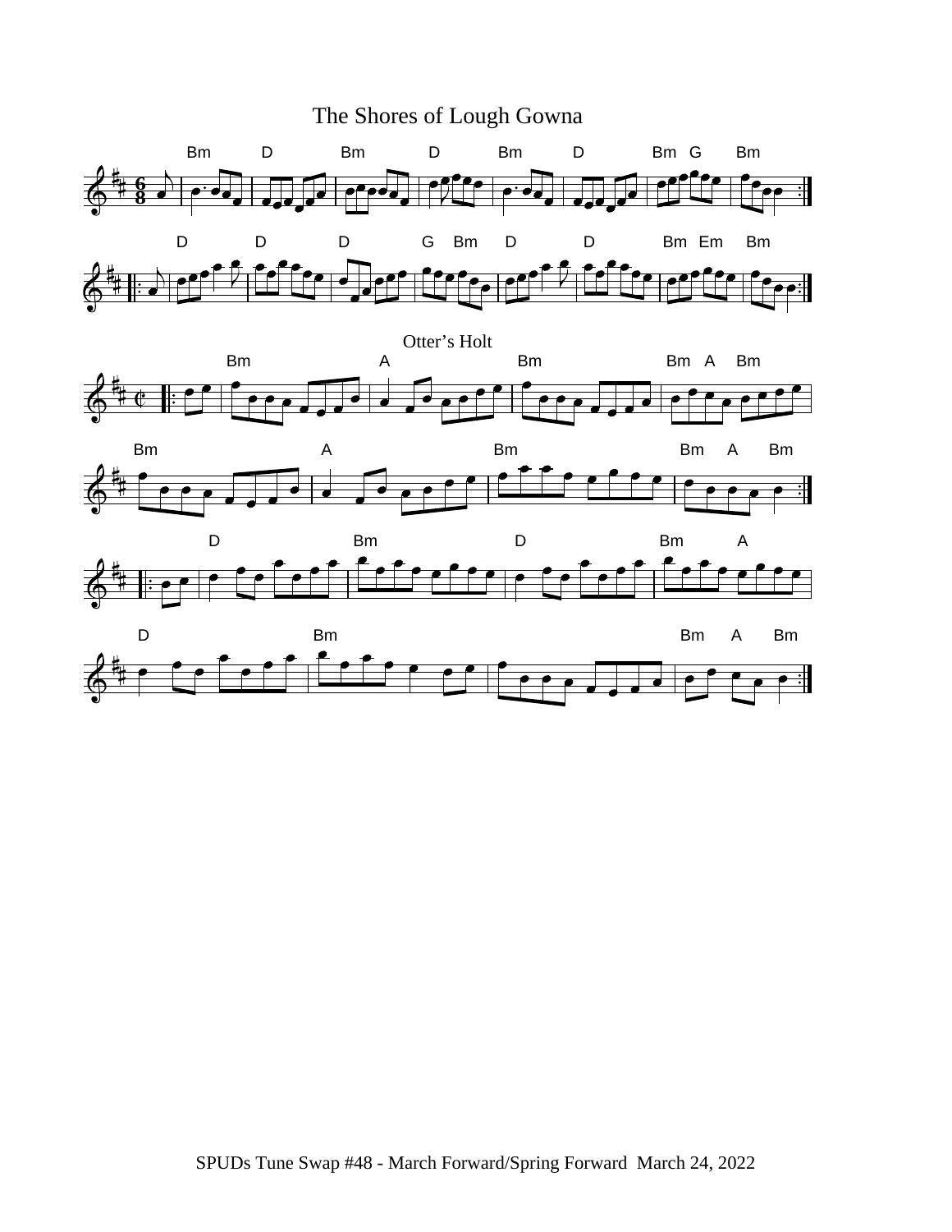# The Shores of Lough Gowna

## Otter's Holt

SPUDs Tune Swap #48 - March Forward/Spring Forward March 24, 2022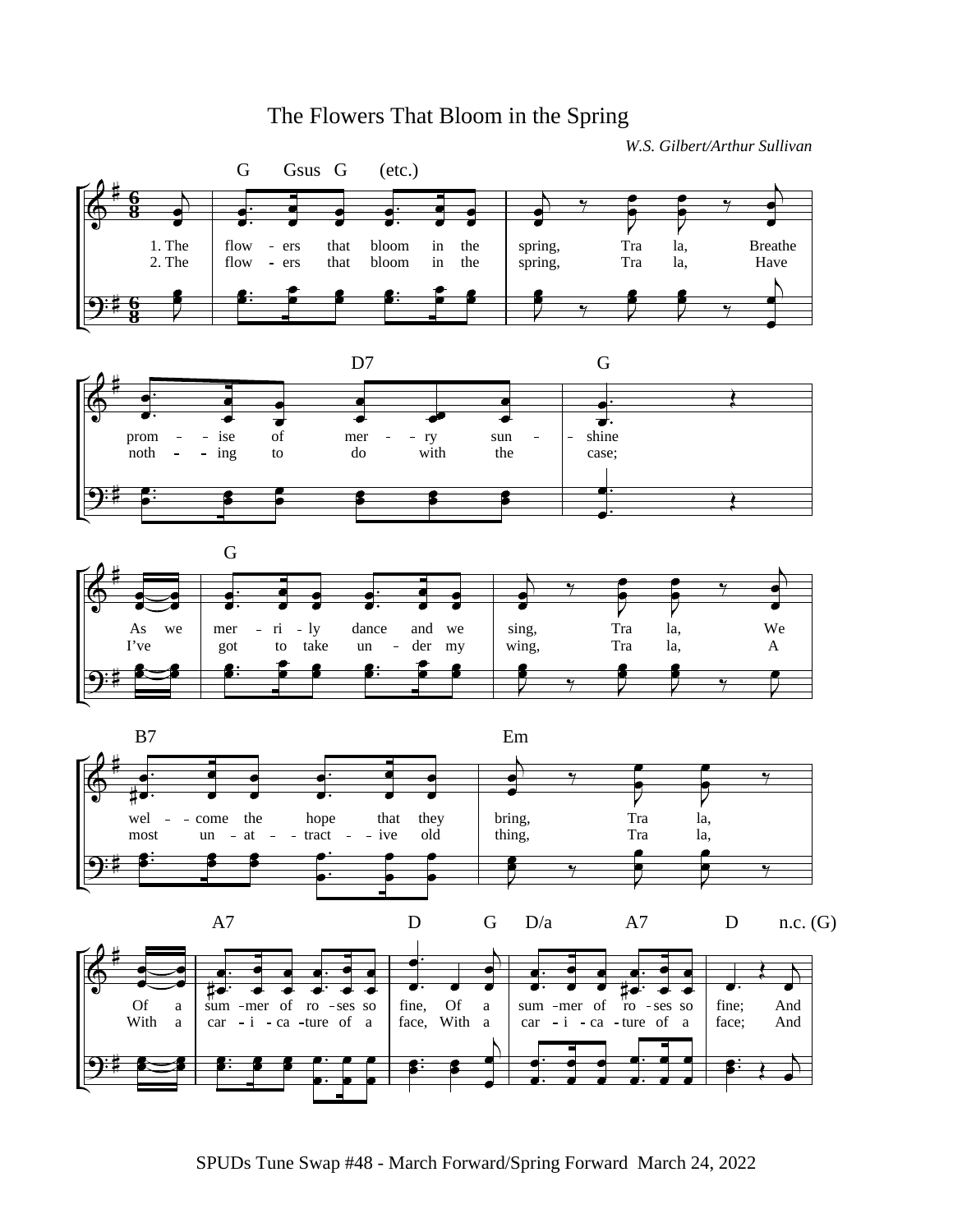# The Flowers That Bloom in the Spring

*W.S. Gilbert/Arthur Sullivan*

G Gsus G (etc.)

1. The flow - ers that bloom in the spring, Tra la, Breathe prom - ise of mer - ry sun - shine
2. The flow - ers that bloom in the spring, Tra la, Have noth - ing to do with the case;

D7 G

G

As we mer - ri - ly dance and we sing, Tra la, We
I've got to take un - der my wing, Tra la, A

B7 Em

wel - come the hope that they bring, Tra la,
most un - at - tract - ive old thing, Tra la,

A7 D G D/a A7 D n.c. (G)

Of a sum - mer of ro - ses so fine, Of a sum - mer of ro - ses so fine; And
With a car - i - ca - ture of a face, With a car - i - ca - ture of a face; And

SPUDs Tune Swap #48 - March Forward/Spring Forward March 24, 2022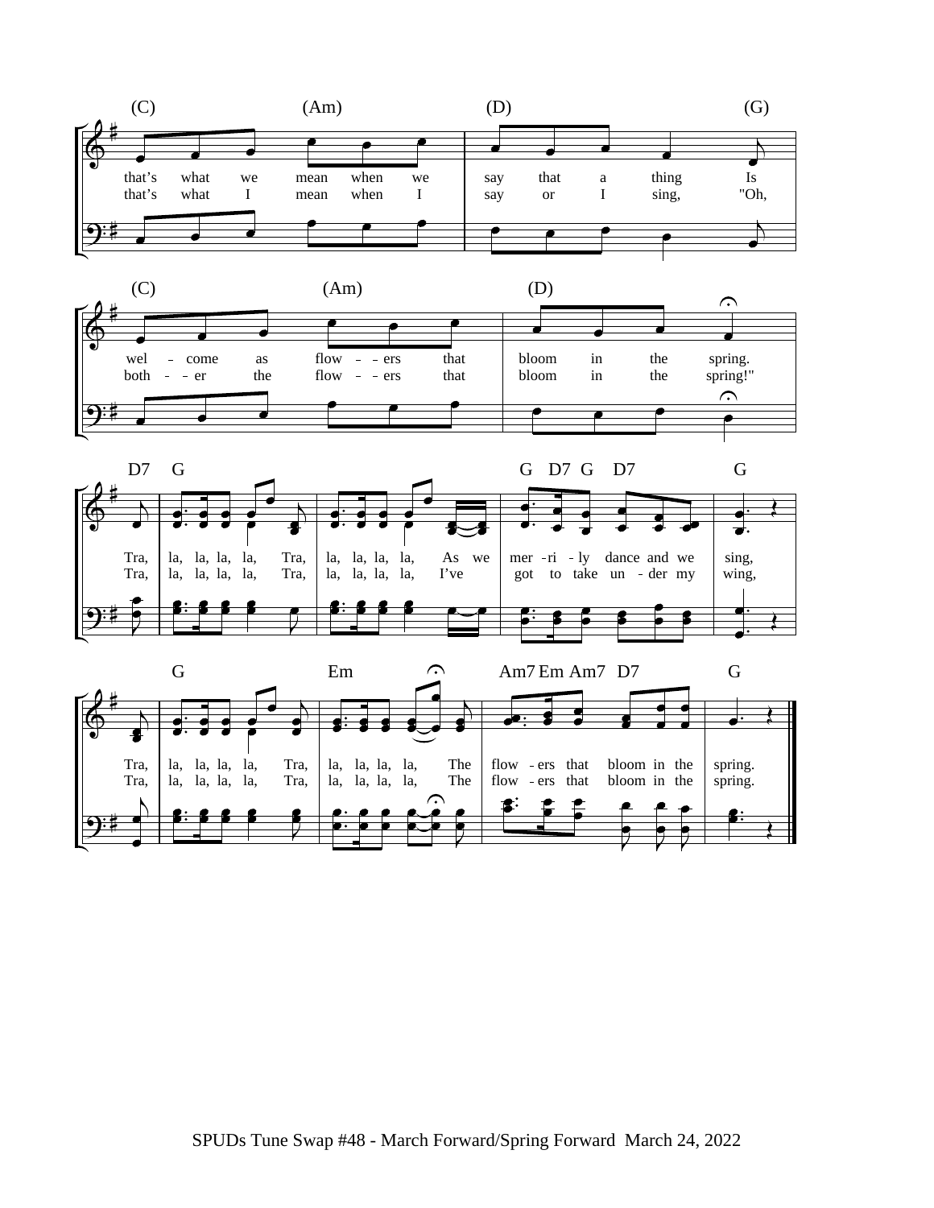SPUDs Tune Swap #48 - March Forward/Spring Forward  March 24, 2022